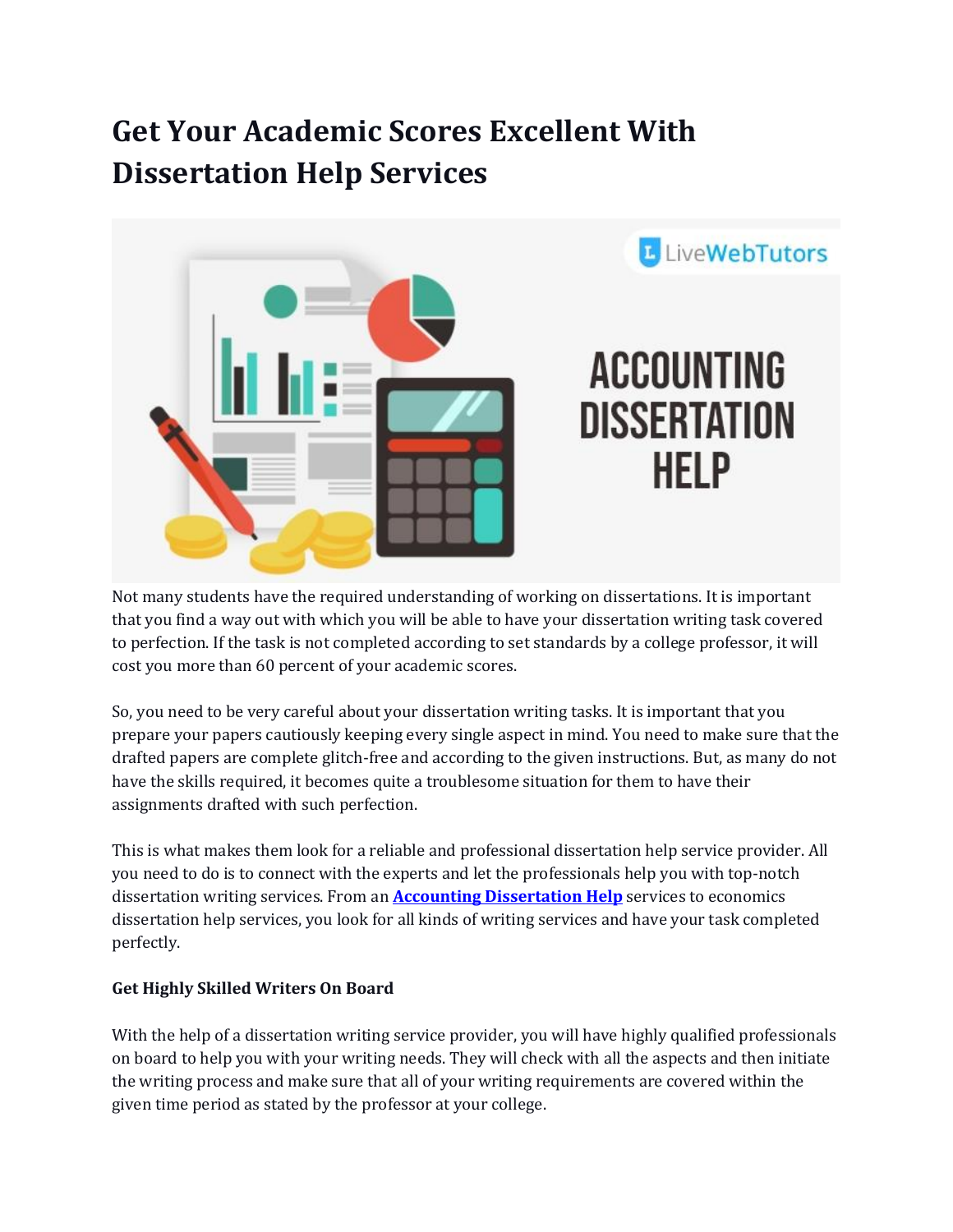# Get Your Academic Scores Excellent With Dissertation Help Services

Not many students have the required understanding of working on dissertations. It is important that you find a way out with which you will be able to have your dissertation writing task covered to perfection. If the task is not completed according to set standards by a college professor, it will cost you more than 60 percent of your academic scores.

So, you need to be very careful about your dissertation writing tasks. It is important that you prepare your papers cautiously keeping every single aspect in mind. You need to make sure that the drafted papers are complete glitch-free and according to the given instructions. But, as many do not have the skills required, it becomes quite a troublesome situation for them to have their assignments drafted with such perfection.

This is what makes them look for a reliable and professional dissertation help service provider. All you need to do is to connect with the experts and let the professionals help you with top-notch dissertation writing services. From an **Accounting Dissertation Help** services to economics dissertation help services, you look for all kinds of writing services and have your task completed perfectly.

**Get Highly Skilled Writers On Board**

With the help of a dissertation writing service provider, you will have highly qualified professionals on board to help you with your writing needs. They will check with all the aspects and then initiate the writing process and make sure that all of your writing requirements are covered within the given time period as stated by the professor at your college.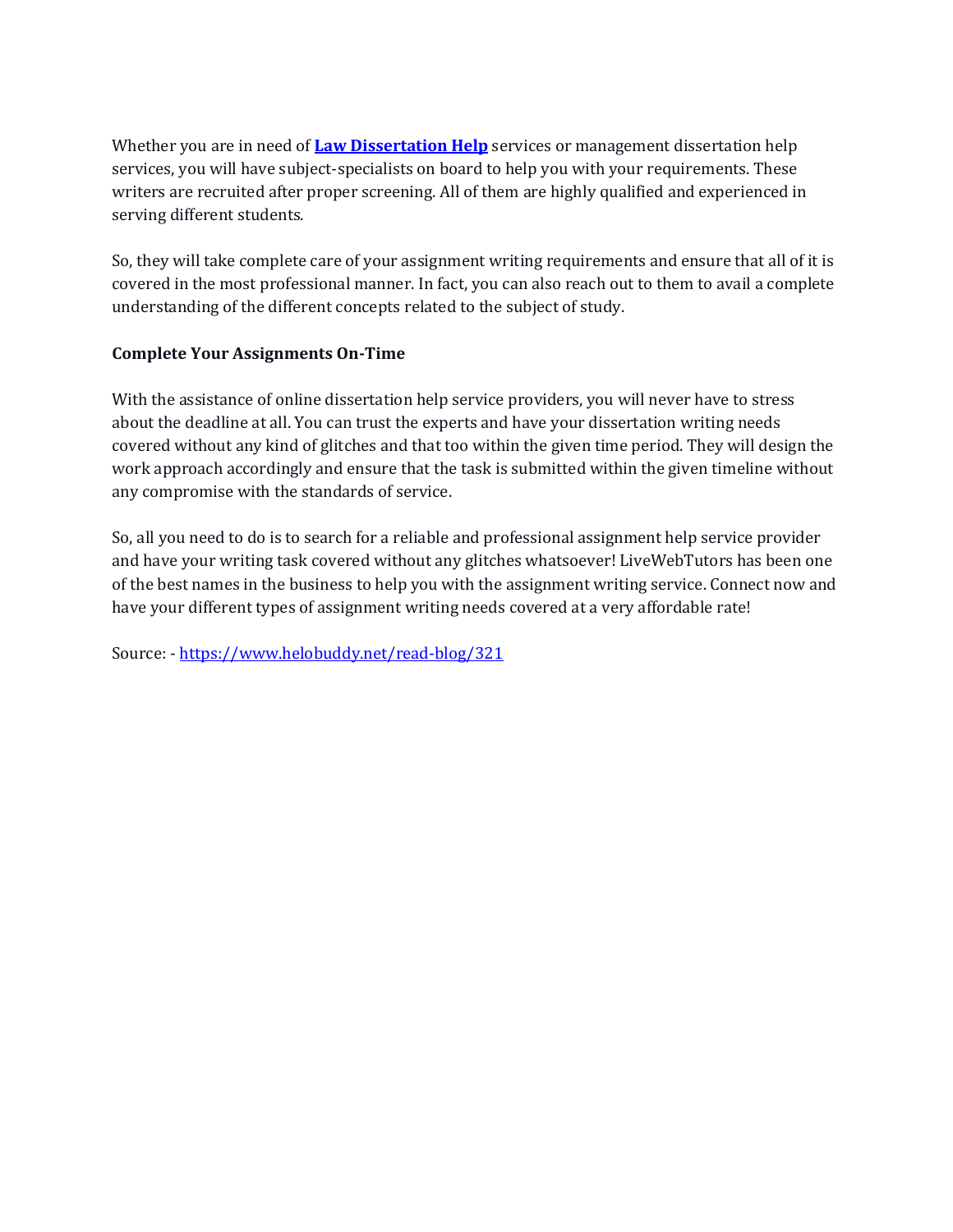Whether you are in need of **[Law Dissertation Help]** services or management dissertation help services, you will have subject-specialists on board to help you with your requirements. These writers are recruited after proper screening. All of them are highly qualified and experienced in serving different students.

So, they will take complete care of your assignment writing requirements and ensure that all of it is covered in the most professional manner. In fact, you can also reach out to them to avail a complete understanding of the different concepts related to the subject of study.

**Complete Your Assignments On-Time**

With the assistance of online dissertation help service providers, you will never have to stress about the deadline at all. You can trust the experts and have your dissertation writing needs covered without any kind of glitches and that too within the given time period. They will design the work approach accordingly and ensure that the task is submitted within the given timeline without any compromise with the standards of service.

So, all you need to do is to search for a reliable and professional assignment help service provider and have your writing task covered without any glitches whatsoever! LiveWebTutors has been one of the best names in the business to help you with the assignment writing service. Connect now and have your different types of assignment writing needs covered at a very affordable rate!

Source: - https://www.helobuddy.net/read-blog/321